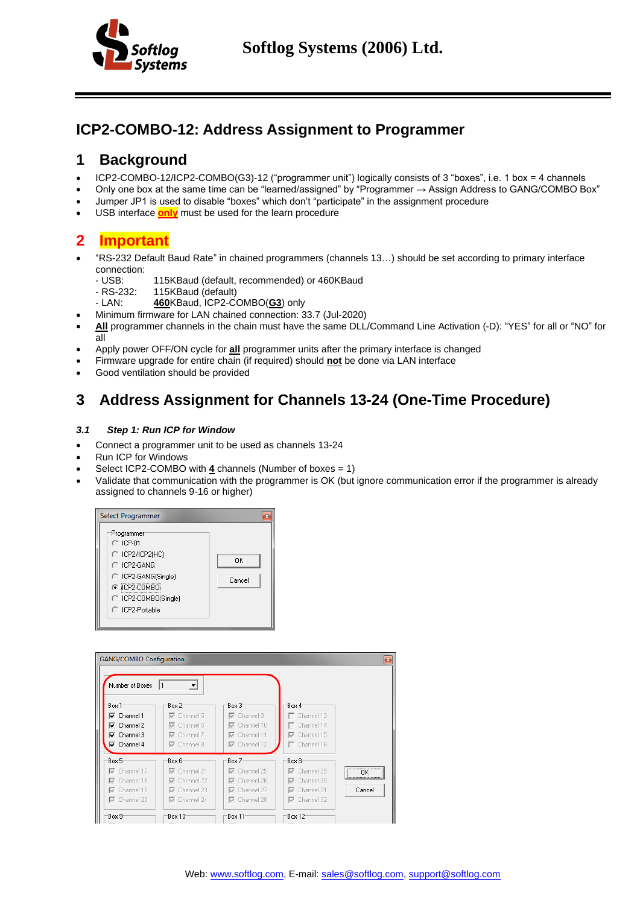**Softlog Systems (2006) Ltd.**

# ICP2-COMBO-12: Address Assignment to Programmer

## 1 Background

- ICP2-COMBO-12/ICP2-COMBO(G3)-12 ("programmer unit") logically consists of 3 "boxes", i.e. 1 box = 4 channels
- Only one box at the same time can be "learned/assigned" by "Programmer → Assign Address to GANG/COMBO Box"
- Jumper JP1 is used to disable "boxes" which don't "participate" in the assignment procedure
- USB interface **only** must be used for the learn procedure

## 2 Important

- "RS-232 Default Baud Rate" in chained programmers (channels 13…) should be set according to primary interface connection:
  - USB: 115KBaud (default, recommended) or 460KBaud
  - RS-232: 115KBaud (default)
  - LAN: **460**KBaud, ICP2-COMBO(**G3**) only
- Minimum firmware for LAN chained connection: 33.7 (Jul-2020)
- **All** programmer channels in the chain must have the same DLL/Command Line Activation (-D): "YES" for all or "NO" for all
- Apply power OFF/ON cycle for **all** programmer units after the primary interface is changed
- Firmware upgrade for entire chain (if required) should **not** be done via LAN interface
- Good ventilation should be provided

## 3 Address Assignment for Channels 13-24 (One-Time Procedure)

### *3.1 Step 1: Run ICP for Window*

- Connect a programmer unit to be used as channels 13-24
- Run ICP for Windows
- Select ICP2-COMBO with **4** channels (Number of boxes = 1)
- Validate that communication with the programmer is OK (but ignore communication error if the programmer is already assigned to channels 9-16 or higher)

Web: www.softlog.com, E-mail: sales@softlog.com, support@softlog.com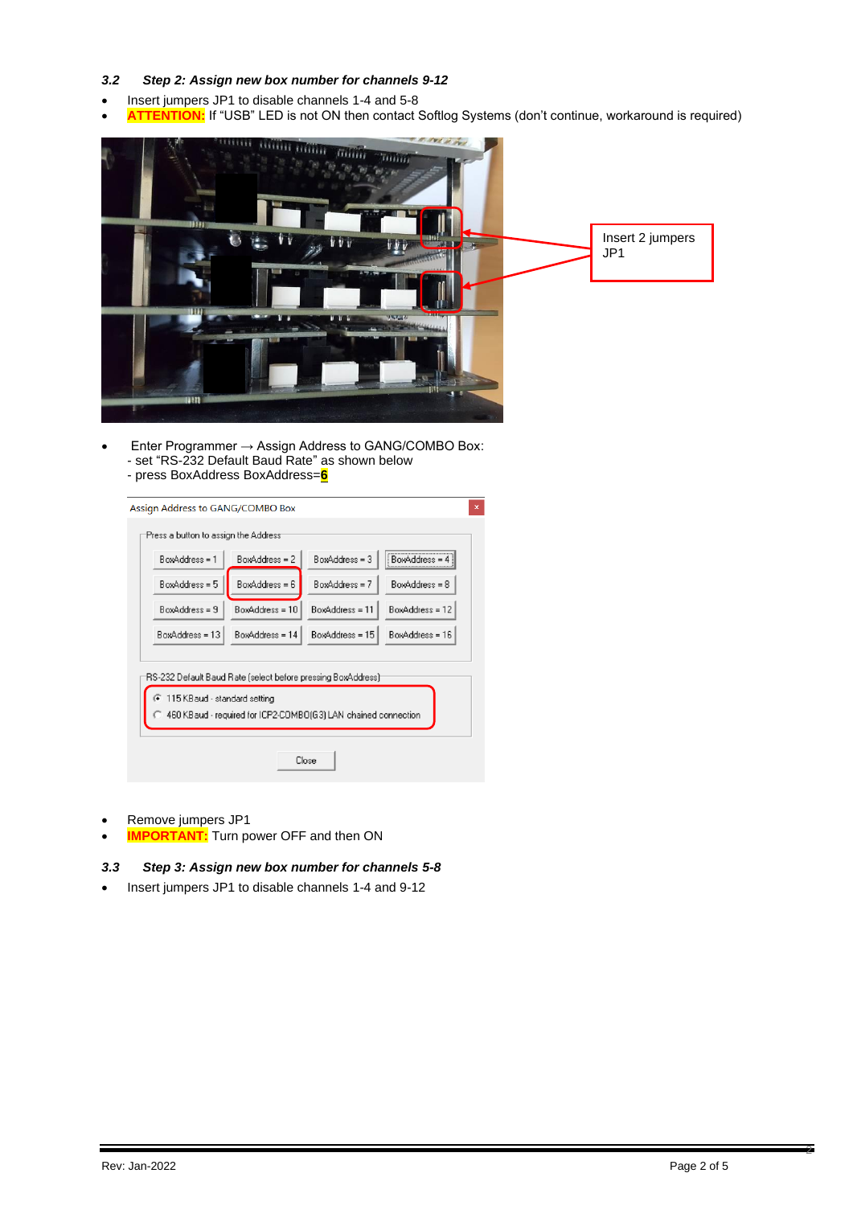### 3.2 *Step 2: Assign new box number for channels 9-12*

- Insert jumpers JP1 to disable channels 1-4 and 5-8
- **ATTENTION:** If "USB" LED is not ON then contact Softlog Systems (don't continue, workaround is required)

Insert 2 jumpers JP1

- Enter Programmer → Assign Address to GANG/COMBO Box:
  - set "RS-232 Default Baud Rate" as shown below
  - press BoxAddress BoxAddress=**6**

- Remove jumpers JP1
- **IMPORTANT:** Turn power OFF and then ON

### 3.3 *Step 3: Assign new box number for channels 5-8*

- Insert jumpers JP1 to disable channels 1-4 and 9-12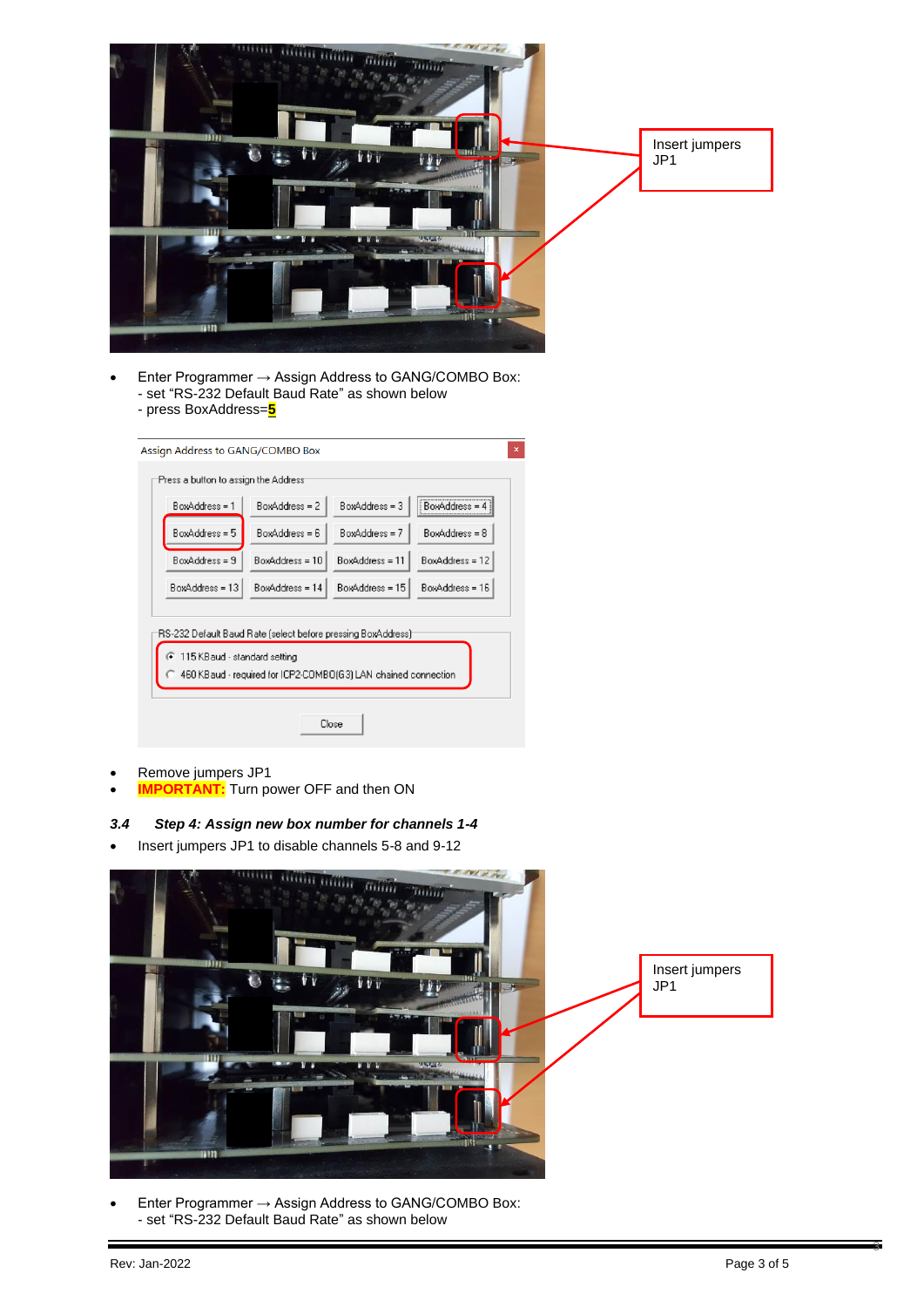Insert jumpers JP1

- Enter Programmer → Assign Address to GANG/COMBO Box:
  - set "RS-232 Default Baud Rate" as shown below
  - press BoxAddress=**5**

Assign Address to GANG/COMBO Box

Press a button to assign the Address

| | | | |
|---|---|---|---|
| BoxAddress = 1 | BoxAddress = 2 | BoxAddress = 3 | BoxAddress = 4 |
| BoxAddress = 5 | BoxAddress = 6 | BoxAddress = 7 | BoxAddress = 8 |
| BoxAddress = 9 | BoxAddress = 10 | BoxAddress = 11 | BoxAddress = 12 |
| BoxAddress = 13 | BoxAddress = 14 | BoxAddress = 15 | BoxAddress = 16 |

RS-232 Default Baud Rate (select before pressing BoxAddress)

- 115 KBaud - standard setting
- 460 KBaud - required for ICP2-COMBO(G3) LAN chained connection

Close

- Remove jumpers JP1
- **IMPORTANT:** Turn power OFF and then ON

### *3.4 Step 4: Assign new box number for channels 1-4*

- Insert jumpers JP1 to disable channels 5-8 and 9-12

Insert jumpers JP1

- Enter Programmer → Assign Address to GANG/COMBO Box:
  - set "RS-232 Default Baud Rate" as shown below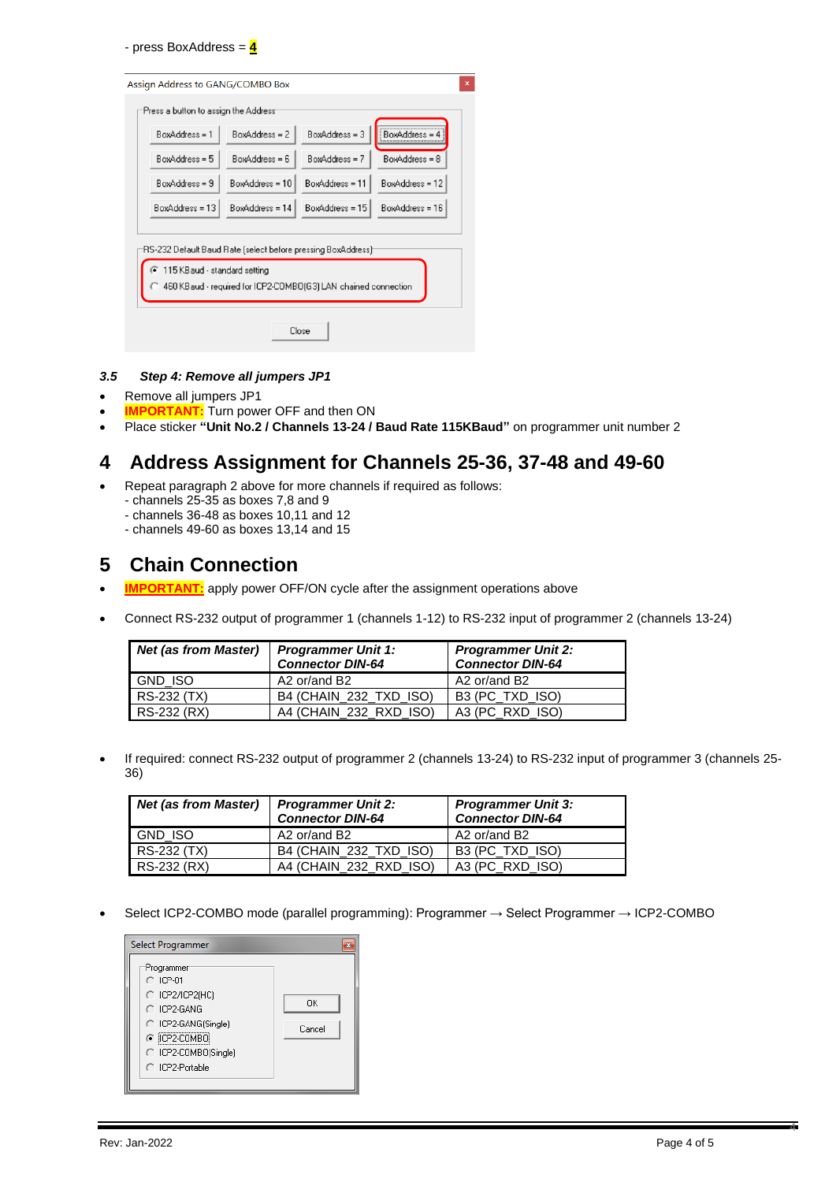- press BoxAddress = **4**

Assign Address to GANG/COMBO Box

Press a button to assign the Address

| BoxAddress = 1 | BoxAddress = 2 | BoxAddress = 3 | BoxAddress = 4 |
| --- | --- | --- | --- |
| BoxAddress = 5 | BoxAddress = 6 | BoxAddress = 7 | BoxAddress = 8 |
| BoxAddress = 9 | BoxAddress = 10 | BoxAddress = 11 | BoxAddress = 12 |
| BoxAddress = 13 | BoxAddress = 14 | BoxAddress = 15 | BoxAddress = 16 |

RS-232 Default Baud Rate (select before pressing BoxAddress)

- (•) 115 KBaud - standard setting
- ( ) 460 KBaud - required for ICP2-COMBO(G3) LAN chained connection

Close

### *3.5 Step 4: Remove all jumpers JP1*

- Remove all jumpers JP1
- **IMPORTANT:** Turn power OFF and then ON
- Place sticker **"Unit No.2 / Channels 13-24 / Baud Rate 115KBaud"** on programmer unit number 2

# 4 Address Assignment for Channels 25-36, 37-48 and 49-60

- Repeat paragraph 2 above for more channels if required as follows:
  - channels 25-35 as boxes 7,8 and 9
  - channels 36-48 as boxes 10,11 and 12
  - channels 49-60 as boxes 13,14 and 15

# 5 Chain Connection

- **IMPORTANT:** apply power OFF/ON cycle after the assignment operations above

- Connect RS-232 output of programmer 1 (channels 1-12) to RS-232 input of programmer 2 (channels 13-24)

| *Net (as from Master)* | *Programmer Unit 1: Connector DIN-64* | *Programmer Unit 2: Connector DIN-64* |
| --- | --- | --- |
| GND_ISO | A2 or/and B2 | A2 or/and B2 |
| RS-232 (TX) | B4 (CHAIN_232_TXD_ISO) | B3 (PC_TXD_ISO) |
| RS-232 (RX) | A4 (CHAIN_232_RXD_ISO) | A3 (PC_RXD_ISO) |

- If required: connect RS-232 output of programmer 2 (channels 13-24) to RS-232 input of programmer 3 (channels 25-36)

| *Net (as from Master)* | *Programmer Unit 2: Connector DIN-64* | *Programmer Unit 3: Connector DIN-64* |
| --- | --- | --- |
| GND_ISO | A2 or/and B2 | A2 or/and B2 |
| RS-232 (TX) | B4 (CHAIN_232_TXD_ISO) | B3 (PC_TXD_ISO) |
| RS-232 (RX) | A4 (CHAIN_232_RXD_ISO) | A3 (PC_RXD_ISO) |

- Select ICP2-COMBO mode (parallel programming): Programmer → Select Programmer → ICP2-COMBO

Select Programmer

Programmer
- ( ) ICP-01
- ( ) ICP2/ICP2(HC)
- ( ) ICP2-GANG
- ( ) ICP2-GANG(Single)
- (•) ICP2-COMBO
- ( ) ICP2-COMBO(Single)
- ( ) ICP2-Portable

OK

Cancel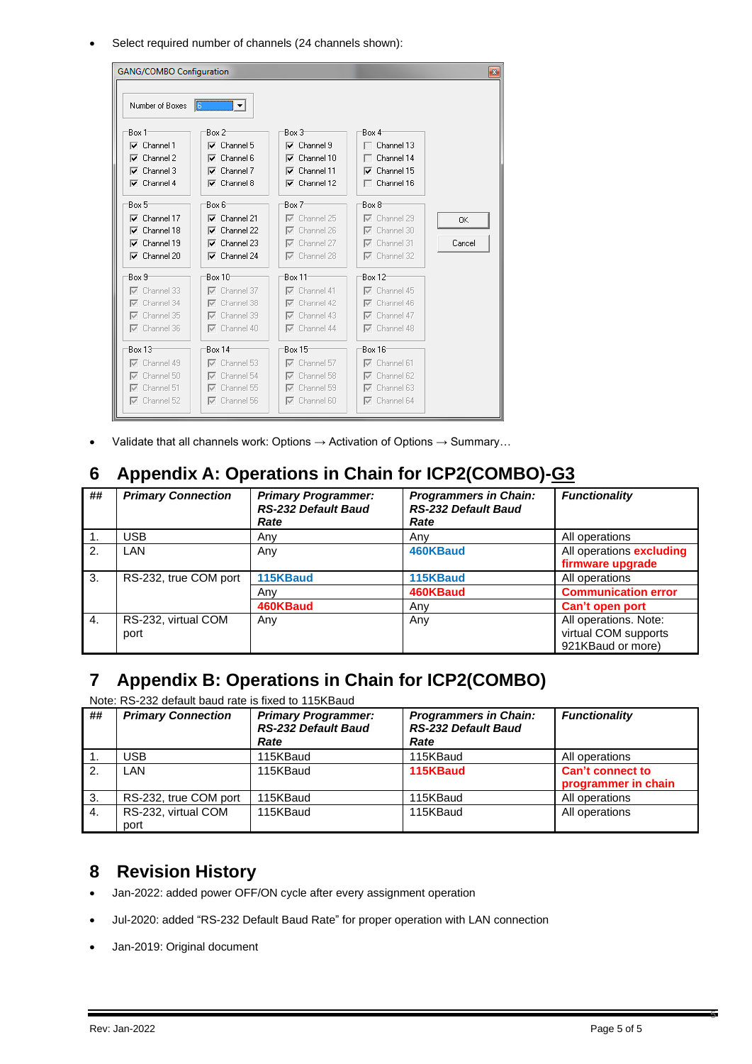- Select required number of channels (24 channels shown):

- Validate that all channels work: Options → Activation of Options → Summary…

# 6 Appendix A: Operations in Chain for ICP2(COMBO)-G3

| ## | Primary Connection | Primary Programmer: RS-232 Default Baud Rate | Programmers in Chain: RS-232 Default Baud Rate | Functionality |
|---|---|---|---|---|
| 1. | USB | Any | Any | All operations |
| 2. | LAN | Any | **460KBaud** | All operations **excluding firmware upgrade** |
| 3. | RS-232, true COM port | **115KBaud** | **115KBaud** | All operations |
| | | Any | **460KBaud** | **Communication error** |
| | | **460KBaud** | Any | **Can't open port** |
| 4. | RS-232, virtual COM port | Any | Any | All operations. Note: virtual COM supports 921KBaud or more) |

# 7 Appendix B: Operations in Chain for ICP2(COMBO)

Note: RS-232 default baud rate is fixed to 115KBaud

| ## | Primary Connection | Primary Programmer: RS-232 Default Baud Rate | Programmers in Chain: RS-232 Default Baud Rate | Functionality |
|---|---|---|---|---|
| 1. | USB | 115KBaud | 115KBaud | All operations |
| 2. | LAN | 115KBaud | **115KBaud** | **Can't connect to programmer in chain** |
| 3. | RS-232, true COM port | 115KBaud | 115KBaud | All operations |
| 4. | RS-232, virtual COM port | 115KBaud | 115KBaud | All operations |

# 8 Revision History

- Jan-2022: added power OFF/ON cycle after every assignment operation
- Jul-2020: added "RS-232 Default Baud Rate" for proper operation with LAN connection
- Jan-2019: Original document